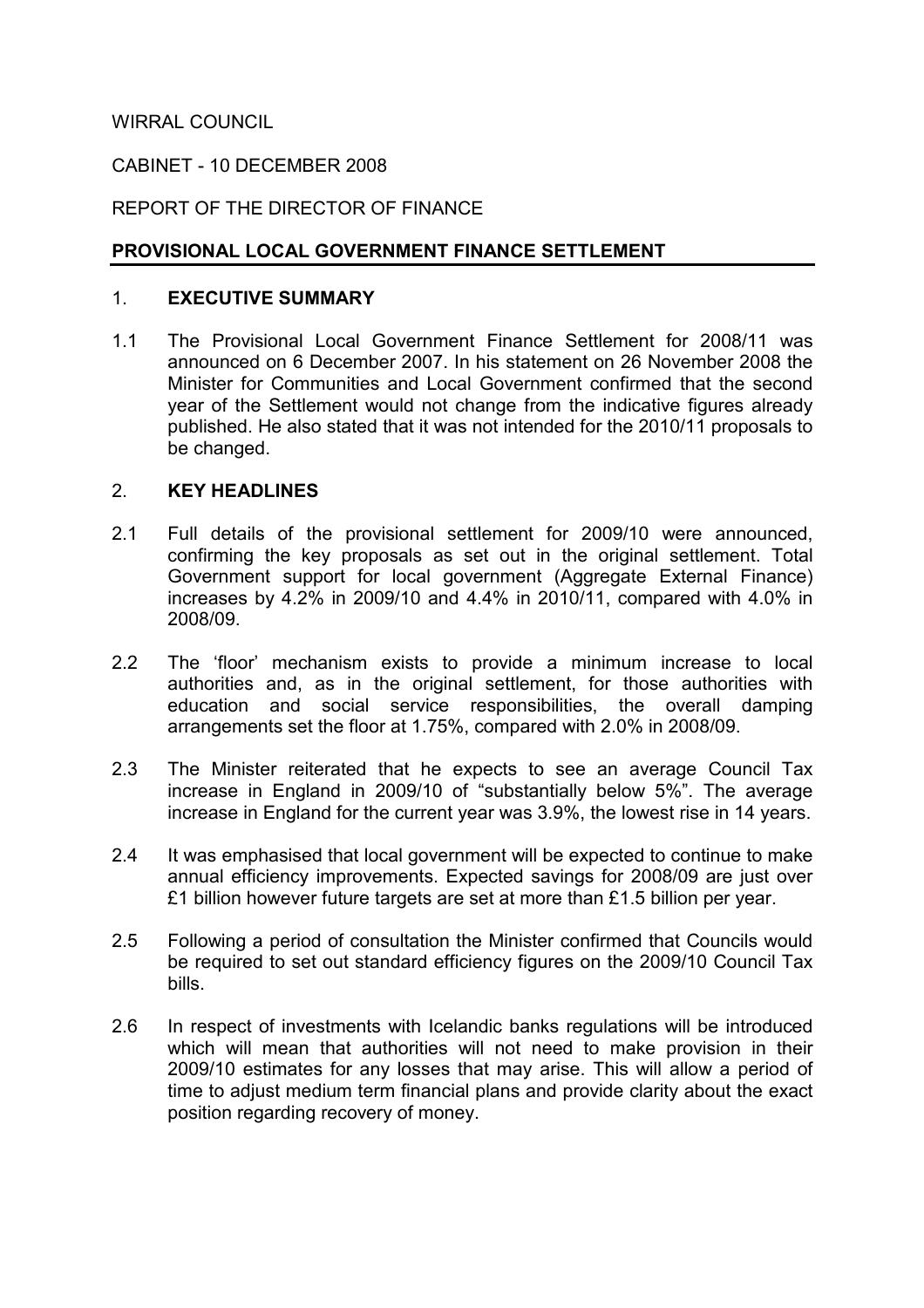WIRRAL COUNCIL

CABINET - 10 DECEMBER 2008

REPORT OF THE DIRECTOR OF FINANCE

**PROVISIONAL LOCAL GOVERNMENT FINANCE SETTLEMENT**

## 1. EXECUTIVE SUMMARY

1.1 The Provisional Local Government Finance Settlement for 2008/11 was announced on 6 December 2007. In his statement on 26 November 2008 the Minister for Communities and Local Government confirmed that the second year of the Settlement would not change from the indicative figures already published. He also stated that it was not intended for the 2010/11 proposals to be changed.

## 2. KEY HEADLINES

2.1 Full details of the provisional settlement for 2009/10 were announced, confirming the key proposals as set out in the original settlement. Total Government support for local government (Aggregate External Finance) increases by 4.2% in 2009/10 and 4.4% in 2010/11, compared with 4.0% in 2008/09.

2.2 The 'floor' mechanism exists to provide a minimum increase to local authorities and, as in the original settlement, for those authorities with education and social service responsibilities, the overall damping arrangements set the floor at 1.75%, compared with 2.0% in 2008/09.

2.3 The Minister reiterated that he expects to see an average Council Tax increase in England in 2009/10 of "substantially below 5%". The average increase in England for the current year was 3.9%, the lowest rise in 14 years.

2.4 It was emphasised that local government will be expected to continue to make annual efficiency improvements. Expected savings for 2008/09 are just over £1 billion however future targets are set at more than £1.5 billion per year.

2.5 Following a period of consultation the Minister confirmed that Councils would be required to set out standard efficiency figures on the 2009/10 Council Tax bills.

2.6 In respect of investments with Icelandic banks regulations will be introduced which will mean that authorities will not need to make provision in their 2009/10 estimates for any losses that may arise. This will allow a period of time to adjust medium term financial plans and provide clarity about the exact position regarding recovery of money.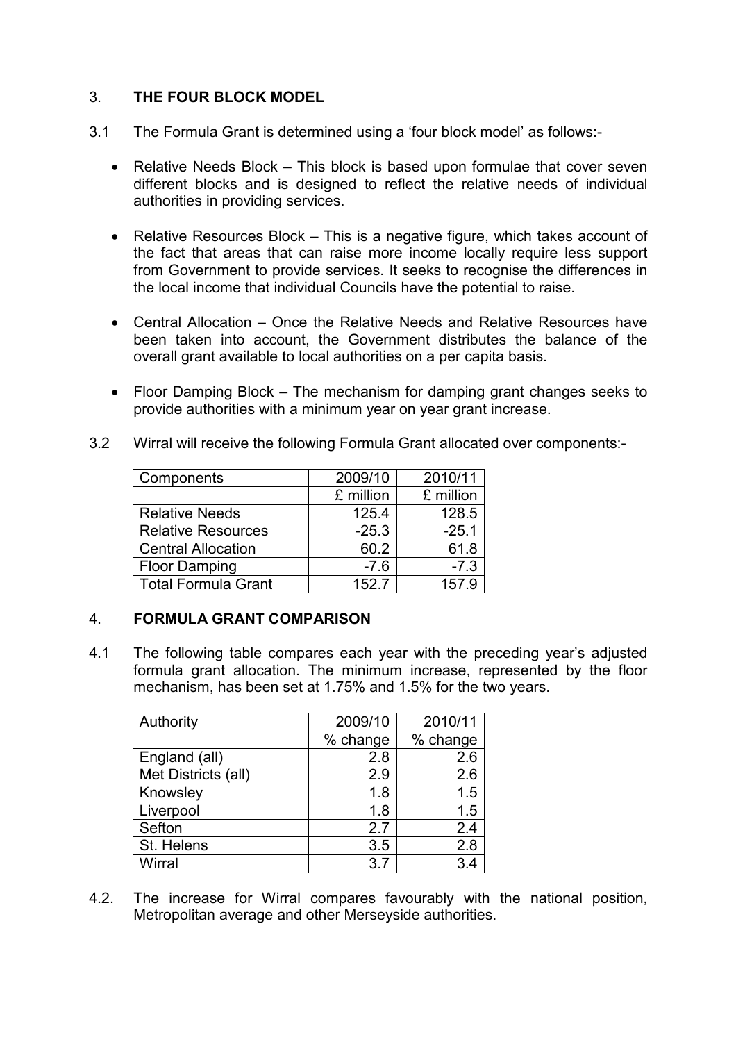## 3. THE FOUR BLOCK MODEL

3.1 The Formula Grant is determined using a 'four block model' as follows:-

- Relative Needs Block – This block is based upon formulae that cover seven different blocks and is designed to reflect the relative needs of individual authorities in providing services.
- Relative Resources Block – This is a negative figure, which takes account of the fact that areas that can raise more income locally require less support from Government to provide services. It seeks to recognise the differences in the local income that individual Councils have the potential to raise.
- Central Allocation – Once the Relative Needs and Relative Resources have been taken into account, the Government distributes the balance of the overall grant available to local authorities on a per capita basis.
- Floor Damping Block – The mechanism for damping grant changes seeks to provide authorities with a minimum year on year grant increase.

3.2 Wirral will receive the following Formula Grant allocated over components:-

| Components | 2009/10 | 2010/11 |
|---|---|---|
| | £ million | £ million |
| Relative Needs | 125.4 | 128.5 |
| Relative Resources | -25.3 | -25.1 |
| Central Allocation | 60.2 | 61.8 |
| Floor Damping | -7.6 | -7.3 |
| Total Formula Grant | 152.7 | 157.9 |

## 4. FORMULA GRANT COMPARISON

4.1 The following table compares each year with the preceding year's adjusted formula grant allocation. The minimum increase, represented by the floor mechanism, has been set at 1.75% and 1.5% for the two years.

| Authority | 2009/10 | 2010/11 |
|---|---|---|
| | % change | % change |
| England (all) | 2.8 | 2.6 |
| Met Districts (all) | 2.9 | 2.6 |
| Knowsley | 1.8 | 1.5 |
| Liverpool | 1.8 | 1.5 |
| Sefton | 2.7 | 2.4 |
| St. Helens | 3.5 | 2.8 |
| Wirral | 3.7 | 3.4 |

4.2. The increase for Wirral compares favourably with the national position, Metropolitan average and other Merseyside authorities.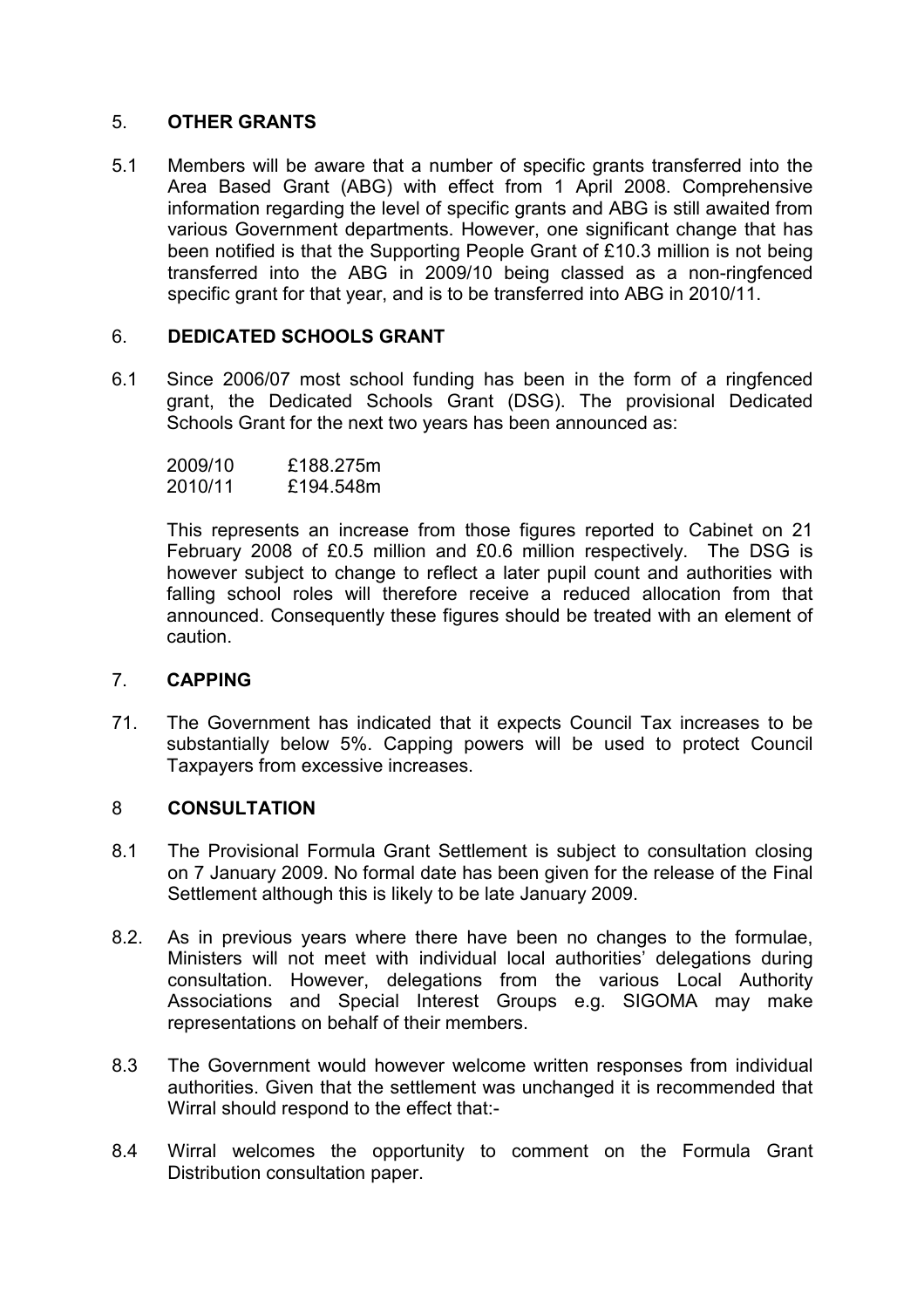## 5. OTHER GRANTS

5.1 Members will be aware that a number of specific grants transferred into the Area Based Grant (ABG) with effect from 1 April 2008. Comprehensive information regarding the level of specific grants and ABG is still awaited from various Government departments. However, one significant change that has been notified is that the Supporting People Grant of £10.3 million is not being transferred into the ABG in 2009/10 being classed as a non-ringfenced specific grant for that year, and is to be transferred into ABG in 2010/11.

## 6. DEDICATED SCHOOLS GRANT

6.1 Since 2006/07 most school funding has been in the form of a ringfenced grant, the Dedicated Schools Grant (DSG). The provisional Dedicated Schools Grant for the next two years has been announced as:

| | |
|---|---|
| 2009/10 | £188.275m |
| 2010/11 | £194.548m |

This represents an increase from those figures reported to Cabinet on 21 February 2008 of £0.5 million and £0.6 million respectively. The DSG is however subject to change to reflect a later pupil count and authorities with falling school roles will therefore receive a reduced allocation from that announced. Consequently these figures should be treated with an element of caution.

## 7. CAPPING

71. The Government has indicated that it expects Council Tax increases to be substantially below 5%. Capping powers will be used to protect Council Taxpayers from excessive increases.

## 8 CONSULTATION

8.1 The Provisional Formula Grant Settlement is subject to consultation closing on 7 January 2009. No formal date has been given for the release of the Final Settlement although this is likely to be late January 2009.

8.2. As in previous years where there have been no changes to the formulae, Ministers will not meet with individual local authorities' delegations during consultation. However, delegations from the various Local Authority Associations and Special Interest Groups e.g. SIGOMA may make representations on behalf of their members.

8.3 The Government would however welcome written responses from individual authorities. Given that the settlement was unchanged it is recommended that Wirral should respond to the effect that:-

8.4 Wirral welcomes the opportunity to comment on the Formula Grant Distribution consultation paper.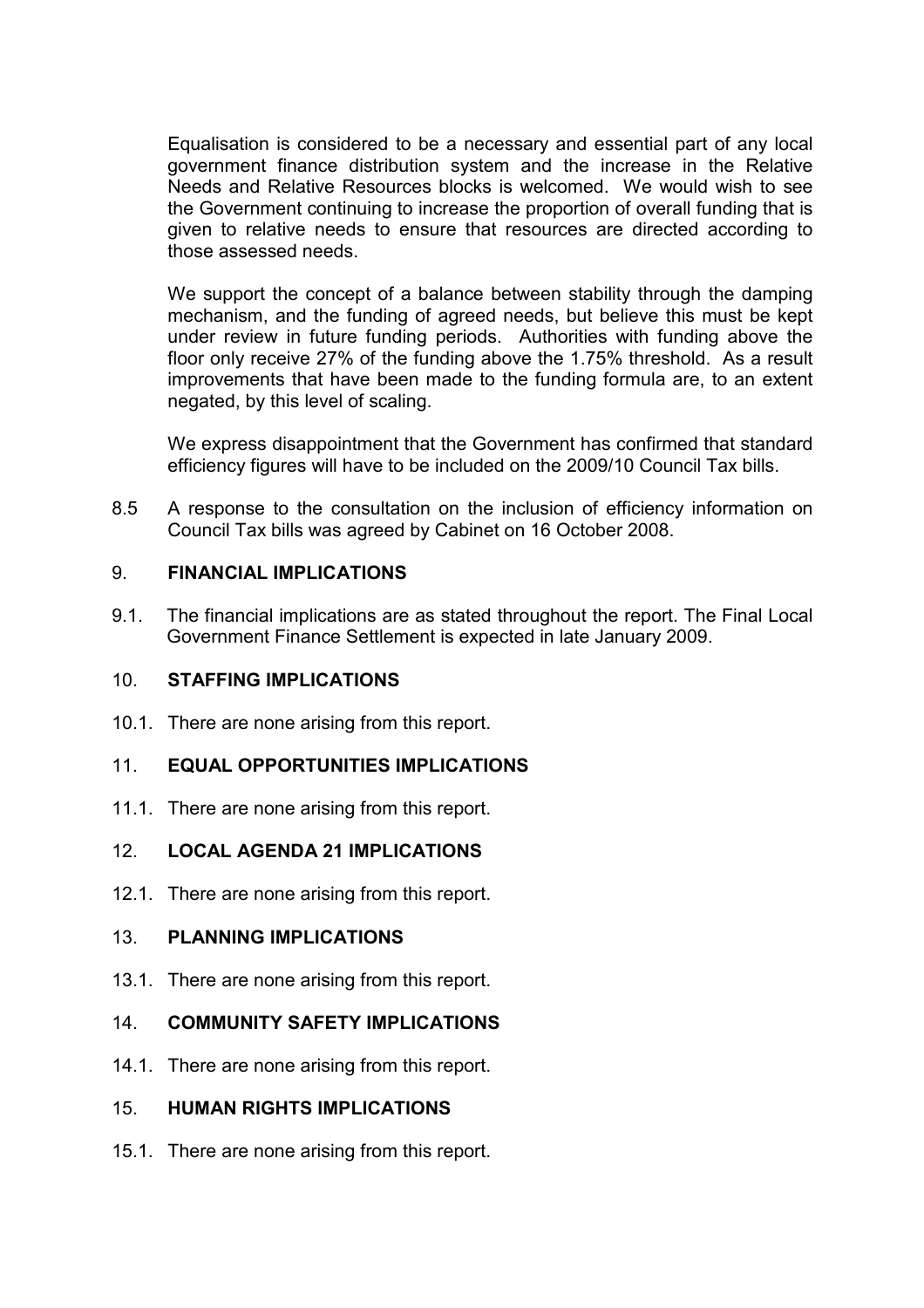Equalisation is considered to be a necessary and essential part of any local government finance distribution system and the increase in the Relative Needs and Relative Resources blocks is welcomed. We would wish to see the Government continuing to increase the proportion of overall funding that is given to relative needs to ensure that resources are directed according to those assessed needs.

We support the concept of a balance between stability through the damping mechanism, and the funding of agreed needs, but believe this must be kept under review in future funding periods. Authorities with funding above the floor only receive 27% of the funding above the 1.75% threshold. As a result improvements that have been made to the funding formula are, to an extent negated, by this level of scaling.

We express disappointment that the Government has confirmed that standard efficiency figures will have to be included on the 2009/10 Council Tax bills.

8.5 A response to the consultation on the inclusion of efficiency information on Council Tax bills was agreed by Cabinet on 16 October 2008.

## 9. FINANCIAL IMPLICATIONS

9.1. The financial implications are as stated throughout the report. The Final Local Government Finance Settlement is expected in late January 2009.

## 10. STAFFING IMPLICATIONS

10.1. There are none arising from this report.

## 11. EQUAL OPPORTUNITIES IMPLICATIONS

11.1. There are none arising from this report.

## 12. LOCAL AGENDA 21 IMPLICATIONS

12.1. There are none arising from this report.

## 13. PLANNING IMPLICATIONS

13.1. There are none arising from this report.

## 14. COMMUNITY SAFETY IMPLICATIONS

14.1. There are none arising from this report.

## 15. HUMAN RIGHTS IMPLICATIONS

15.1. There are none arising from this report.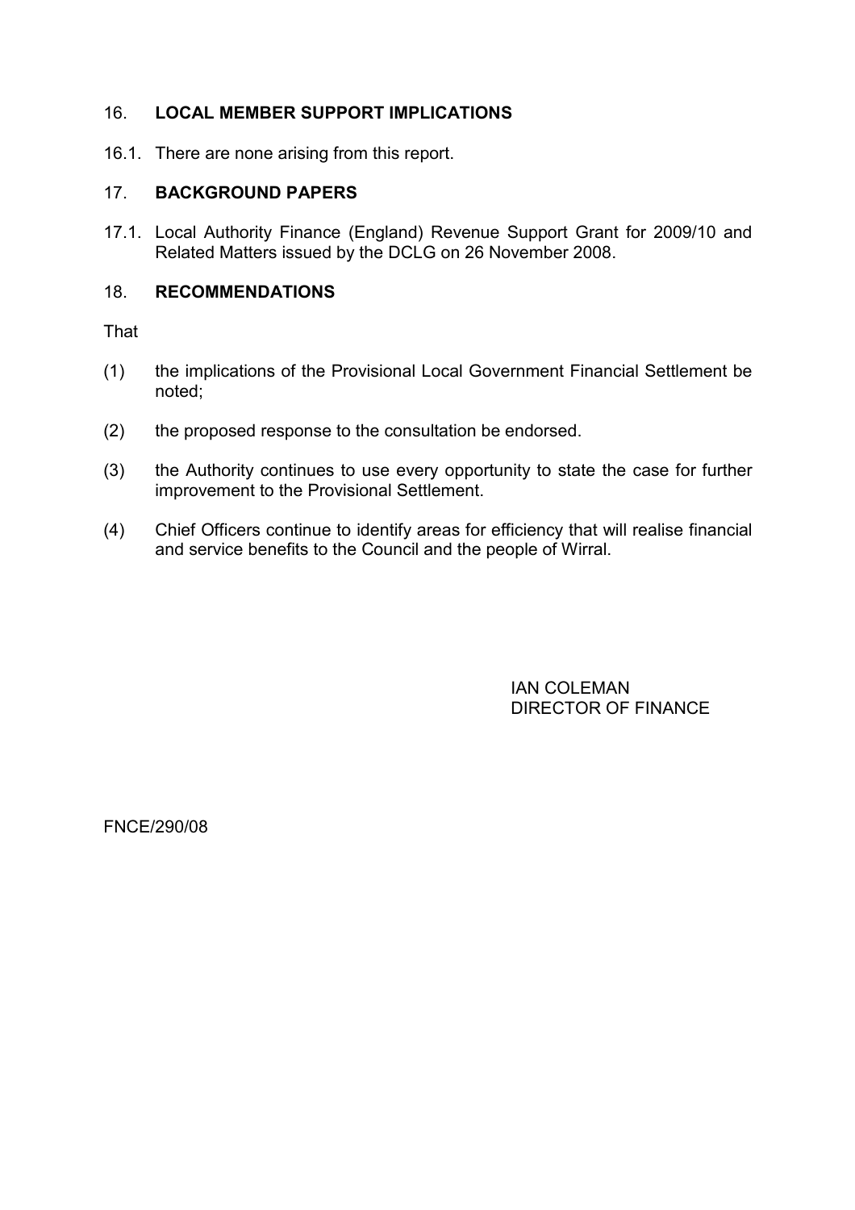## 16. LOCAL MEMBER SUPPORT IMPLICATIONS

16.1. There are none arising from this report.

## 17. BACKGROUND PAPERS

17.1. Local Authority Finance (England) Revenue Support Grant for 2009/10 and Related Matters issued by the DCLG on 26 November 2008.

## 18. RECOMMENDATIONS

That

(1) the implications of the Provisional Local Government Financial Settlement be noted;

(2) the proposed response to the consultation be endorsed.

(3) the Authority continues to use every opportunity to state the case for further improvement to the Provisional Settlement.

(4) Chief Officers continue to identify areas for efficiency that will realise financial and service benefits to the Council and the people of Wirral.

IAN COLEMAN
DIRECTOR OF FINANCE

FNCE/290/08